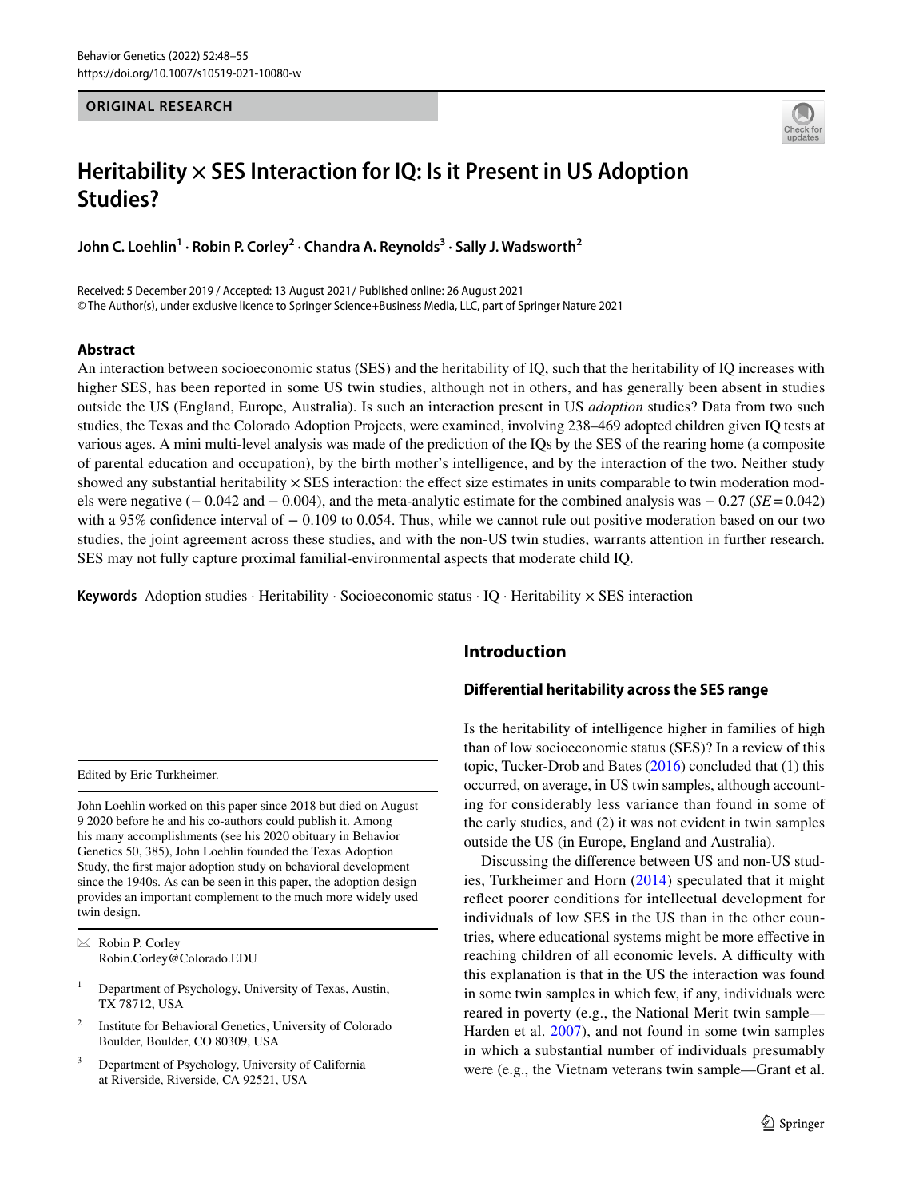ORIGINAL RESEARCH

# Heritability × SES Interaction for IQ: Is it Present in US Adoption Studies?

**John C. Loehlin[1] · Robin P. Corley[2] · Chandra A. Reynolds[3] · Sally J. Wadsworth[2]**

Received: 5 December 2019 / Accepted: 13 August 2021 / Published online: 26 August 2021
© The Author(s), under exclusive licence to Springer Science+Business Media, LLC, part of Springer Nature 2021

## Abstract

An interaction between socioeconomic status (SES) and the heritability of IQ, such that the heritability of IQ increases with higher SES, has been reported in some US twin studies, although not in others, and has generally been absent in studies outside the US (England, Europe, Australia). Is such an interaction present in US *adoption* studies? Data from two such studies, the Texas and the Colorado Adoption Projects, were examined, involving 238–469 adopted children given IQ tests at various ages. A mini multi-level analysis was made of the prediction of the IQs by the SES of the rearing home (a composite of parental education and occupation), by the birth mother's intelligence, and by the interaction of the two. Neither study showed any substantial heritability × SES interaction: the effect size estimates in units comparable to twin moderation models were negative (− 0.042 and − 0.004), and the meta-analytic estimate for the combined analysis was − 0.27 (*SE* = 0.042) with a 95% confidence interval of − 0.109 to 0.054. Thus, while we cannot rule out positive moderation based on our two studies, the joint agreement across these studies, and with the non-US twin studies, warrants attention in further research. SES may not fully capture proximal familial-environmental aspects that moderate child IQ.

**Keywords** Adoption studies · Heritability · Socioeconomic status · IQ · Heritability × SES interaction

## Introduction

### Differential heritability across the SES range

Is the heritability of intelligence higher in families of high than of low socioeconomic status (SES)? In a review of this topic, Tucker-Drob and Bates (2016) concluded that (1) this occurred, on average, in US twin samples, although accounting for considerably less variance than found in some of the early studies, and (2) it was not evident in twin samples outside the US (in Europe, England and Australia).

Discussing the difference between US and non-US studies, Turkheimer and Horn (2014) speculated that it might reflect poorer conditions for intellectual development for individuals of low SES in the US than in the other countries, where educational systems might be more effective in reaching children of all economic levels. A difficulty with this explanation is that in the US the interaction was found in some twin samples in which few, if any, individuals were reared in poverty (e.g., the National Merit twin sample—Harden et al. 2007), and not found in some twin samples in which a substantial number of individuals presumably were (e.g., the Vietnam veterans twin sample—Grant et al.

---

Edited by Eric Turkheimer.

John Loehlin worked on this paper since 2018 but died on August 9 2020 before he and his co-authors could publish it. Among his many accomplishments (see his 2020 obituary in Behavior Genetics 50, 385), John Loehlin founded the Texas Adoption Study, the first major adoption study on behavioral development since the 1940s. As can be seen in this paper, the adoption design provides an important complement to the much more widely used twin design.

✉ Robin P. Corley
Robin.Corley@Colorado.EDU

[1] Department of Psychology, University of Texas, Austin, TX 78712, USA

[2] Institute for Behavioral Genetics, University of Colorado Boulder, Boulder, CO 80309, USA

[3] Department of Psychology, University of California at Riverside, Riverside, CA 92521, USA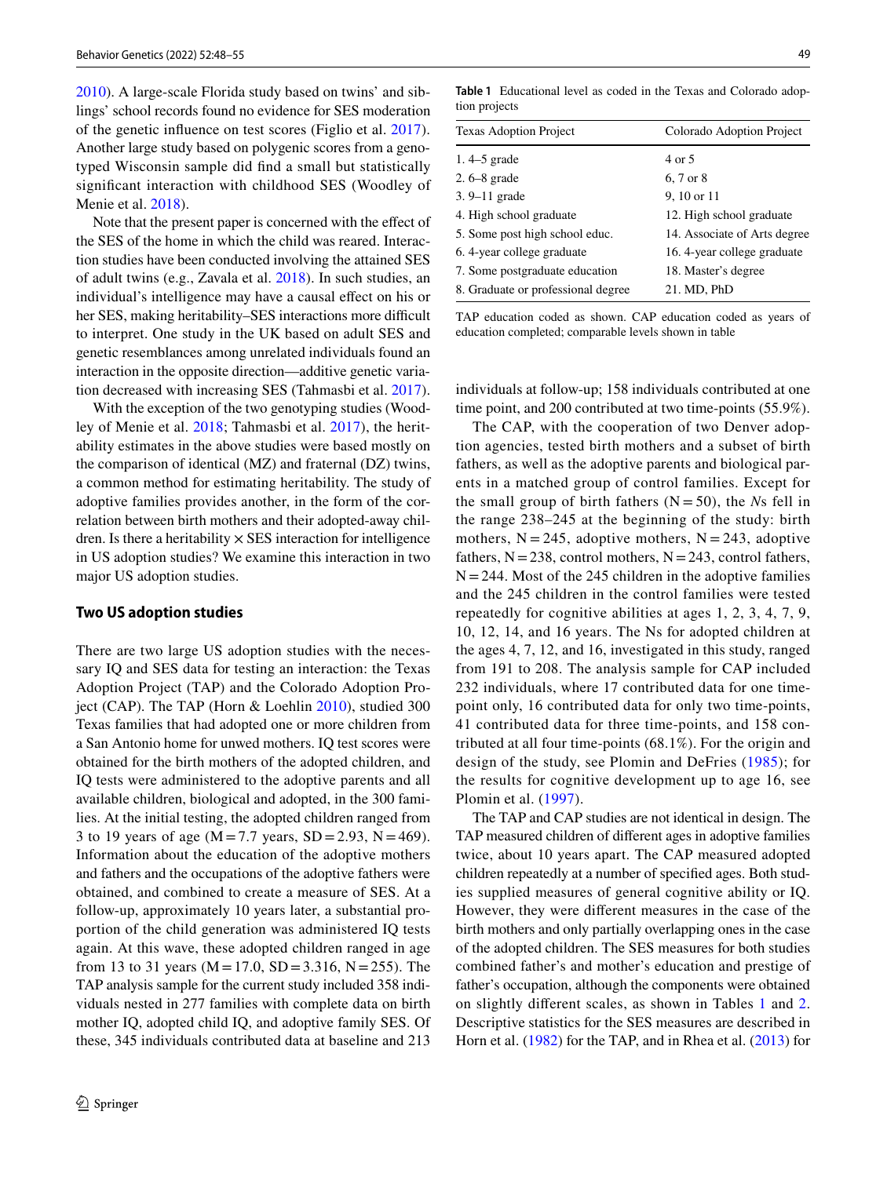2010). A large-scale Florida study based on twins' and siblings' school records found no evidence for SES moderation of the genetic influence on test scores (Figlio et al. 2017). Another large study based on polygenic scores from a genotyped Wisconsin sample did find a small but statistically significant interaction with childhood SES (Woodley of Menie et al. 2018).

Note that the present paper is concerned with the effect of the SES of the home in which the child was reared. Interaction studies have been conducted involving the attained SES of adult twins (e.g., Zavala et al. 2018). In such studies, an individual's intelligence may have a causal effect on his or her SES, making heritability–SES interactions more difficult to interpret. One study in the UK based on adult SES and genetic resemblances among unrelated individuals found an interaction in the opposite direction—additive genetic variation decreased with increasing SES (Tahmasbi et al. 2017).

With the exception of the two genotyping studies (Woodley of Menie et al. 2018; Tahmasbi et al. 2017), the heritability estimates in the above studies were based mostly on the comparison of identical (MZ) and fraternal (DZ) twins, a common method for estimating heritability. The study of adoptive families provides another, in the form of the correlation between birth mothers and their adopted-away children. Is there a heritability × SES interaction for intelligence in US adoption studies? We examine this interaction in two major US adoption studies.

## Two US adoption studies

There are two large US adoption studies with the necessary IQ and SES data for testing an interaction: the Texas Adoption Project (TAP) and the Colorado Adoption Project (CAP). The TAP (Horn & Loehlin 2010), studied 300 Texas families that had adopted one or more children from a San Antonio home for unwed mothers. IQ test scores were obtained for the birth mothers of the adopted children, and IQ tests were administered to the adoptive parents and all available children, biological and adopted, in the 300 families. At the initial testing, the adopted children ranged from 3 to 19 years of age (M = 7.7 years, SD = 2.93, N = 469). Information about the education of the adoptive mothers and fathers and the occupations of the adoptive fathers were obtained, and combined to create a measure of SES. At a follow-up, approximately 10 years later, a substantial proportion of the child generation was administered IQ tests again. At this wave, these adopted children ranged in age from 13 to 31 years (M = 17.0, SD = 3.316, N = 255). The TAP analysis sample for the current study included 358 individuals nested in 277 families with complete data on birth mother IQ, adopted child IQ, and adoptive family SES. Of these, 345 individuals contributed data at baseline and 213 individuals at follow-up; 158 individuals contributed at one time point, and 200 contributed at two time-points (55.9%).

**Table 1** Educational level as coded in the Texas and Colorado adoption projects

| Texas Adoption Project | Colorado Adoption Project |
|---|---|
| 1. 4–5 grade | 4 or 5 |
| 2. 6–8 grade | 6, 7 or 8 |
| 3. 9–11 grade | 9, 10 or 11 |
| 4. High school graduate | 12. High school graduate |
| 5. Some post high school educ. | 14. Associate of Arts degree |
| 6. 4-year college graduate | 16. 4-year college graduate |
| 7. Some postgraduate education | 18. Master's degree |
| 8. Graduate or professional degree | 21. MD, PhD |

TAP education coded as shown. CAP education coded as years of education completed; comparable levels shown in table

The CAP, with the cooperation of two Denver adoption agencies, tested birth mothers and a subset of birth fathers, as well as the adoptive parents and biological parents in a matched group of control families. Except for the small group of birth fathers (N = 50), the *N*s fell in the range 238–245 at the beginning of the study: birth mothers, N = 245, adoptive mothers, N = 243, adoptive fathers, N = 238, control mothers, N = 243, control fathers, N = 244. Most of the 245 children in the adoptive families and the 245 children in the control families were tested repeatedly for cognitive abilities at ages 1, 2, 3, 4, 7, 9, 10, 12, 14, and 16 years. The Ns for adopted children at the ages 4, 7, 12, and 16, investigated in this study, ranged from 191 to 208. The analysis sample for CAP included 232 individuals, where 17 contributed data for one time-point only, 16 contributed data for only two time-points, 41 contributed data for three time-points, and 158 contributed at all four time-points (68.1%). For the origin and design of the study, see Plomin and DeFries (1985); for the results for cognitive development up to age 16, see Plomin et al. (1997).

The TAP and CAP studies are not identical in design. The TAP measured children of different ages in adoptive families twice, about 10 years apart. The CAP measured adopted children repeatedly at a number of specified ages. Both studies supplied measures of general cognitive ability or IQ. However, they were different measures in the case of the birth mothers and only partially overlapping ones in the case of the adopted children. The SES measures for both studies combined father's and mother's education and prestige of father's occupation, although the components were obtained on slightly different scales, as shown in Tables 1 and 2. Descriptive statistics for the SES measures are described in Horn et al. (1982) for the TAP, and in Rhea et al. (2013) for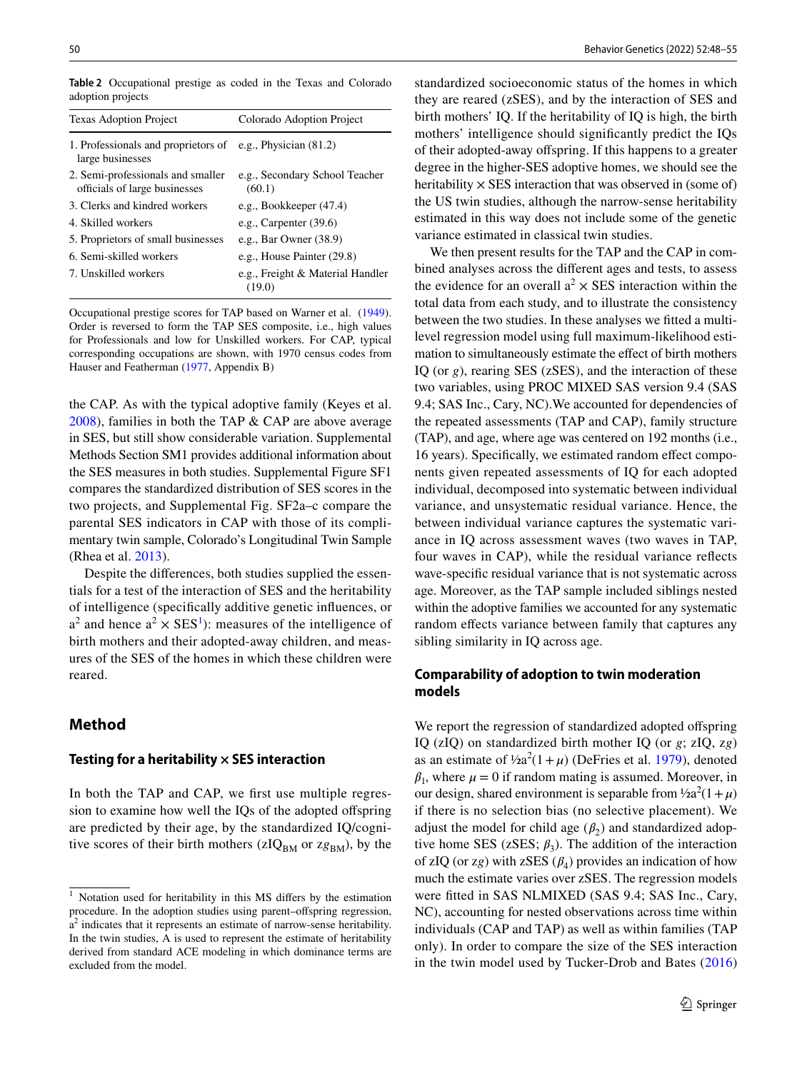**Table 2** Occupational prestige as coded in the Texas and Colorado adoption projects

| Texas Adoption Project | Colorado Adoption Project |
|---|---|
| 1. Professionals and proprietors of large businesses | e.g., Physician (81.2) |
| 2. Semi-professionals and smaller officials of large businesses | e.g., Secondary School Teacher (60.1) |
| 3. Clerks and kindred workers | e.g., Bookkeeper (47.4) |
| 4. Skilled workers | e.g., Carpenter (39.6) |
| 5. Proprietors of small businesses | e.g., Bar Owner (38.9) |
| 6. Semi-skilled workers | e.g., House Painter (29.8) |
| 7. Unskilled workers | e.g., Freight & Material Handler (19.0) |

Occupational prestige scores for TAP based on Warner et al. (1949). Order is reversed to form the TAP SES composite, i.e., high values for Professionals and low for Unskilled workers. For CAP, typical corresponding occupations are shown, with 1970 census codes from Hauser and Featherman (1977, Appendix B)

the CAP. As with the typical adoptive family (Keyes et al. 2008), families in both the TAP & CAP are above average in SES, but still show considerable variation. Supplemental Methods Section SM1 provides additional information about the SES measures in both studies. Supplemental Figure SF1 compares the standardized distribution of SES scores in the two projects, and Supplemental Fig. SF2a–c compare the parental SES indicators in CAP with those of its complimentary twin sample, Colorado's Longitudinal Twin Sample (Rhea et al. 2013).

Despite the differences, both studies supplied the essentials for a test of the interaction of SES and the heritability of intelligence (specifically additive genetic influences, or $a^2$ and hence $a^2 \times$ SES[1]): measures of the intelligence of birth mothers and their adopted-away children, and measures of the SES of the homes in which these children were reared.

## Method

### Testing for a heritability × SES interaction

In both the TAP and CAP, we first use multiple regression to examine how well the IQs of the adopted offspring are predicted by their age, by the standardized IQ/cognitive scores of their birth mothers ($zIQ_{BM}$ or $zg_{BM}$), by the standardized socioeconomic status of the homes in which they are reared (zSES), and by the interaction of SES and birth mothers' IQ. If the heritability of IQ is high, the birth mothers' intelligence should significantly predict the IQs of their adopted-away offspring. If this happens to a greater degree in the higher-SES adoptive homes, we should see the heritability × SES interaction that was observed in (some of) the US twin studies, although the narrow-sense heritability estimated in this way does not include some of the genetic variance estimated in classical twin studies.

We then present results for the TAP and the CAP in combined analyses across the different ages and tests, to assess the evidence for an overall $a^2 \times$ SES interaction within the total data from each study, and to illustrate the consistency between the two studies. In these analyses we fitted a multilevel regression model using full maximum-likelihood estimation to simultaneously estimate the effect of birth mothers IQ (or *g*), rearing SES (zSES), and the interaction of these two variables, using PROC MIXED SAS version 9.4 (SAS 9.4; SAS Inc., Cary, NC).We accounted for dependencies of the repeated assessments (TAP and CAP), family structure (TAP), and age, where age was centered on 192 months (i.e., 16 years). Specifically, we estimated random effect components given repeated assessments of IQ for each adopted individual, decomposed into systematic between individual variance, and unsystematic residual variance. Hence, the between individual variance captures the systematic variance in IQ across assessment waves (two waves in TAP, four waves in CAP), while the residual variance reflects wave-specific residual variance that is not systematic across age. Moreover, as the TAP sample included siblings nested within the adoptive families we accounted for any systematic random effects variance between family that captures any sibling similarity in IQ across age.

### Comparability of adoption to twin moderation models

We report the regression of standardized adopted offspring IQ (zIQ) on standardized birth mother IQ (or *g*; zIQ, z*g*) as an estimate of $½a^2(1+\mu)$ (DeFries et al. 1979), denoted $\beta_1$, where $\mu = 0$ if random mating is assumed. Moreover, in our design, shared environment is separable from $½a^2(1+\mu)$ if there is no selection bias (no selective placement). We adjust the model for child age ($\beta_2$) and standardized adoptive home SES (zSES; $\beta_3$). The addition of the interaction of zIQ (or z*g*) with zSES ($\beta_4$) provides an indication of how much the estimate varies over zSES. The regression models were fitted in SAS NLMIXED (SAS 9.4; SAS Inc., Cary, NC), accounting for nested observations across time within individuals (CAP and TAP) as well as within families (TAP only). In order to compare the size of the SES interaction in the twin model used by Tucker-Drob and Bates (2016)

---

[1] Notation used for heritability in this MS differs by the estimation procedure. In the adoption studies using parent–offspring regression, $a^2$ indicates that it represents an estimate of narrow-sense heritability. In the twin studies, A is used to represent the estimate of heritability derived from standard ACE modeling in which dominance terms are excluded from the model.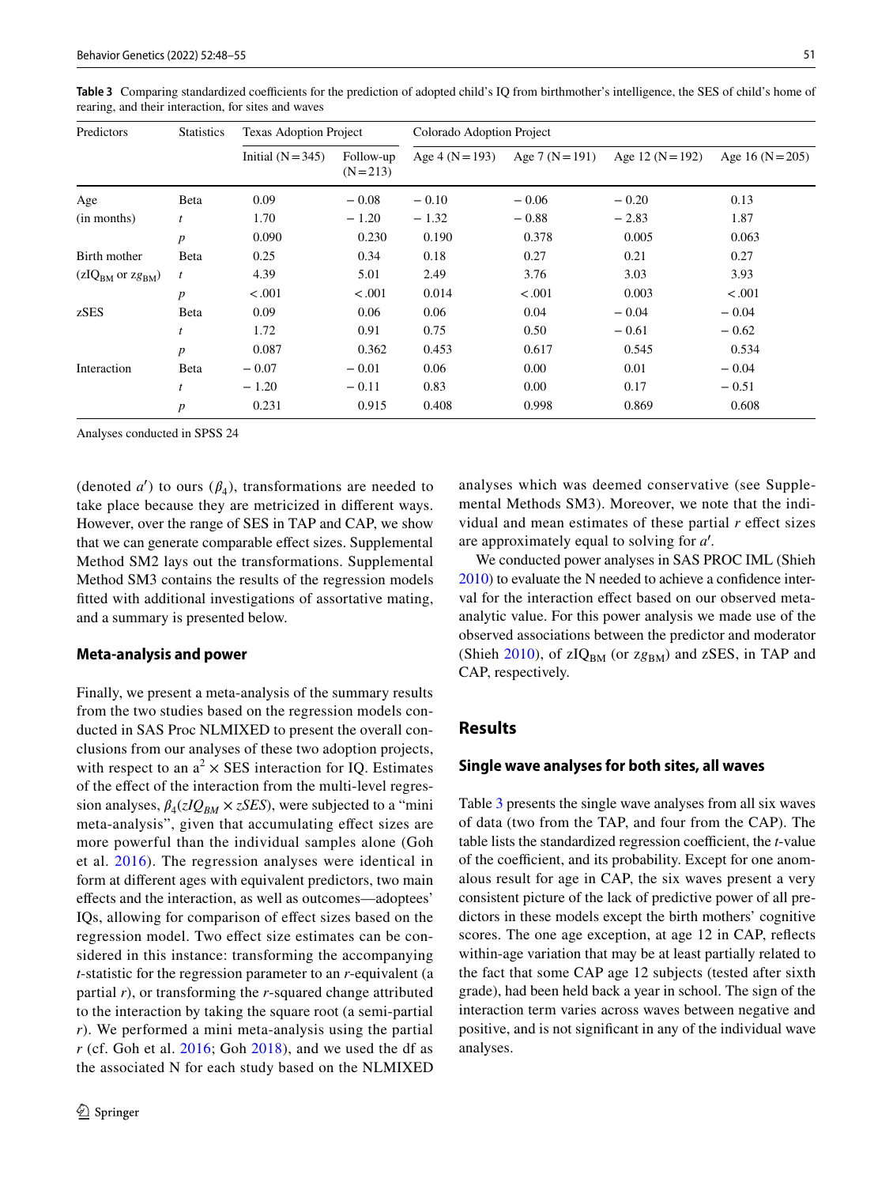**Table 3** Comparing standardized coefficients for the prediction of adopted child's IQ from birthmother's intelligence, the SES of child's home of rearing, and their interaction, for sites and waves

| Predictors | Statistics | Texas Adoption Project | | Colorado Adoption Project | | | |
|---|---|---|---|---|---|---|---|
| | | Initial (N = 345) | Follow-up (N = 213) | Age 4 (N = 193) | Age 7 (N = 191) | Age 12 (N = 192) | Age 16 (N = 205) |
| Age | Beta | 0.09 | − 0.08 | − 0.10 | − 0.06 | − 0.20 | 0.13 |
| (in months) | *t* | 1.70 | − 1.20 | − 1.32 | − 0.88 | − 2.83 | 1.87 |
| | *p* | 0.090 | 0.230 | 0.190 | 0.378 | 0.005 | 0.063 |
| Birth mother | Beta | 0.25 | 0.34 | 0.18 | 0.27 | 0.21 | 0.27 |
| ($zIQ_{BM}$ or $zg_{BM}$) | *t* | 4.39 | 5.01 | 2.49 | 3.76 | 3.03 | 3.93 |
| | *p* | < .001 | < .001 | 0.014 | < .001 | 0.003 | < .001 |
| zSES | Beta | 0.09 | 0.06 | 0.06 | 0.04 | − 0.04 | − 0.04 |
| | *t* | 1.72 | 0.91 | 0.75 | 0.50 | − 0.61 | − 0.62 |
| | *p* | 0.087 | 0.362 | 0.453 | 0.617 | 0.545 | 0.534 |
| Interaction | Beta | − 0.07 | − 0.01 | 0.06 | 0.00 | 0.01 | − 0.04 |
| | *t* | − 1.20 | − 0.11 | 0.83 | 0.00 | 0.17 | − 0.51 |
| | *p* | 0.231 | 0.915 | 0.408 | 0.998 | 0.869 | 0.608 |

Analyses conducted in SPSS 24

(denoted $a'$) to ours ($\beta_4$), transformations are needed to take place because they are metricized in different ways. However, over the range of SES in TAP and CAP, we show that we can generate comparable effect sizes. Supplemental Method SM2 lays out the transformations. Supplemental Method SM3 contains the results of the regression models fitted with additional investigations of assortative mating, and a summary is presented below.

### Meta-analysis and power

Finally, we present a meta-analysis of the summary results from the two studies based on the regression models conducted in SAS Proc NLMIXED to present the overall conclusions from our analyses of these two adoption projects, with respect to an $a^2 \times$ SES interaction for IQ. Estimates of the effect of the interaction from the multi-level regression analyses, $\beta_4(zIQ_{BM} \times zSES)$, were subjected to a "mini meta-analysis", given that accumulating effect sizes are more powerful than the individual samples alone (Goh et al. 2016). The regression analyses were identical in form at different ages with equivalent predictors, two main effects and the interaction, as well as outcomes—adoptees' IQs, allowing for comparison of effect sizes based on the regression model. Two effect size estimates can be considered in this instance: transforming the accompanying *t*-statistic for the regression parameter to an *r*-equivalent (a partial *r*), or transforming the *r*-squared change attributed to the interaction by taking the square root (a semi-partial *r*). We performed a mini meta-analysis using the partial *r* (cf. Goh et al. 2016; Goh 2018), and we used the df as the associated N for each study based on the NLMIXED analyses which was deemed conservative (see Supplemental Methods SM3). Moreover, we note that the individual and mean estimates of these partial *r* effect sizes are approximately equal to solving for $a'$.

We conducted power analyses in SAS PROC IML (Shieh 2010) to evaluate the N needed to achieve a confidence interval for the interaction effect based on our observed meta-analytic value. For this power analysis we made use of the observed associations between the predictor and moderator (Shieh 2010), of $zIQ_{BM}$ (or $zg_{BM}$) and zSES, in TAP and CAP, respectively.

## Results

### Single wave analyses for both sites, all waves

Table 3 presents the single wave analyses from all six waves of data (two from the TAP, and four from the CAP). The table lists the standardized regression coefficient, the *t*-value of the coefficient, and its probability. Except for one anomalous result for age in CAP, the six waves present a very consistent picture of the lack of predictive power of all predictors in these models except the birth mothers' cognitive scores. The one age exception, at age 12 in CAP, reflects within-age variation that may be at least partially related to the fact that some CAP age 12 subjects (tested after sixth grade), had been held back a year in school. The sign of the interaction term varies across waves between negative and positive, and is not significant in any of the individual wave analyses.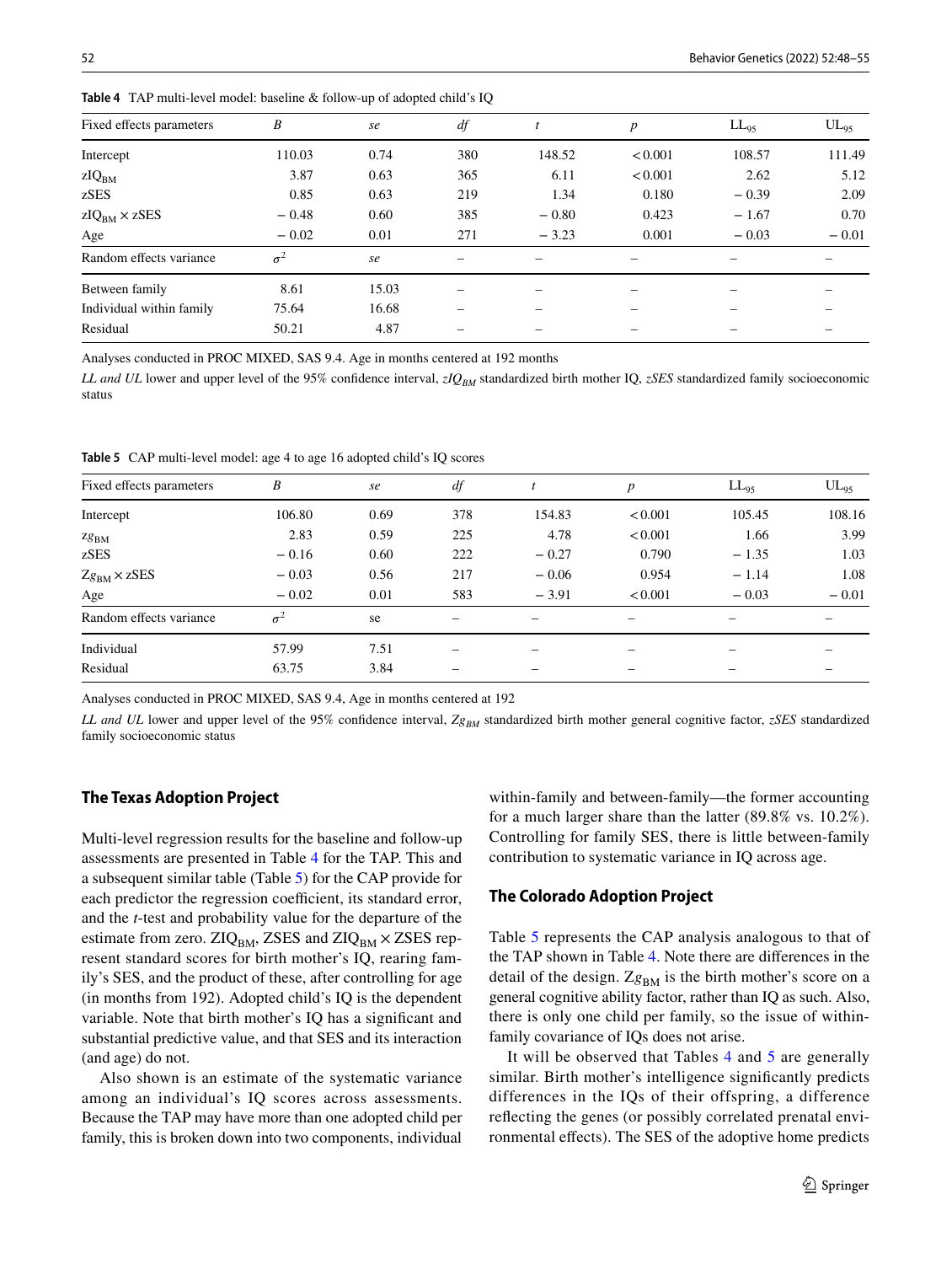**Table 4** TAP multi-level model: baseline & follow-up of adopted child's IQ

| Fixed effects parameters | *B* | *se* | *df* | *t* | *p* | $LL_{95}$ | $UL_{95}$ |
|---|---|---|---|---|---|---|---|
| Intercept | 110.03 | 0.74 | 380 | 148.52 | < 0.001 | 108.57 | 111.49 |
| $zIQ_{BM}$ | 3.87 | 0.63 | 365 | 6.11 | < 0.001 | 2.62 | 5.12 |
| zSES | 0.85 | 0.63 | 219 | 1.34 | 0.180 | − 0.39 | 2.09 |
| $zIQ_{BM} \times zSES$ | − 0.48 | 0.60 | 385 | − 0.80 | 0.423 | − 1.67 | 0.70 |
| Age | − 0.02 | 0.01 | 271 | − 3.23 | 0.001 | − 0.03 | − 0.01 |
| Random effects variance | $\sigma^2$ | *se* | – | – | – | – | – |
| Between family | 8.61 | 15.03 | – | – | – | – | – |
| Individual within family | 75.64 | 16.68 | – | – | – | – | – |
| Residual | 50.21 | 4.87 | – | – | – | – | – |

Analyses conducted in PROC MIXED, SAS 9.4. Age in months centered at 192 months

*LL and UL* lower and upper level of the 95% confidence interval, $zIQ_{BM}$ standardized birth mother IQ, *zSES* standardized family socioeconomic status

**Table 5** CAP multi-level model: age 4 to age 16 adopted child's IQ scores

| Fixed effects parameters | *B* | *se* | *df* | *t* | *p* | $LL_{95}$ | $UL_{95}$ |
|---|---|---|---|---|---|---|---|
| Intercept | 106.80 | 0.69 | 378 | 154.83 | < 0.001 | 105.45 | 108.16 |
| $zg_{BM}$ | 2.83 | 0.59 | 225 | 4.78 | < 0.001 | 1.66 | 3.99 |
| zSES | − 0.16 | 0.60 | 222 | − 0.27 | 0.790 | − 1.35 | 1.03 |
| $Zg_{BM} \times zSES$ | − 0.03 | 0.56 | 217 | − 0.06 | 0.954 | − 1.14 | 1.08 |
| Age | − 0.02 | 0.01 | 583 | − 3.91 | < 0.001 | − 0.03 | − 0.01 |
| Random effects variance | $\sigma^2$ | se | – | – | – | – | – |
| Individual | 57.99 | 7.51 | – | – | – | – | – |
| Residual | 63.75 | 3.84 | – | – | – | – | – |

Analyses conducted in PROC MIXED, SAS 9.4, Age in months centered at 192

*LL and UL* lower and upper level of the 95% confidence interval, $Zg_{BM}$ standardized birth mother general cognitive factor, *zSES* standardized family socioeconomic status

## The Texas Adoption Project

Multi-level regression results for the baseline and follow-up assessments are presented in Table 4 for the TAP. This and a subsequent similar table (Table 5) for the CAP provide for each predictor the regression coefficient, its standard error, and the *t*-test and probability value for the departure of the estimate from zero. $ZIQ_{BM}$, ZSES and $ZIQ_{BM} \times ZSES$ represent standard scores for birth mother's IQ, rearing family's SES, and the product of these, after controlling for age (in months from 192). Adopted child's IQ is the dependent variable. Note that birth mother's IQ has a significant and substantial predictive value, and that SES and its interaction (and age) do not.

Also shown is an estimate of the systematic variance among an individual's IQ scores across assessments. Because the TAP may have more than one adopted child per family, this is broken down into two components, individual within-family and between-family—the former accounting for a much larger share than the latter (89.8% vs. 10.2%). Controlling for family SES, there is little between-family contribution to systematic variance in IQ across age.

## The Colorado Adoption Project

Table 5 represents the CAP analysis analogous to that of the TAP shown in Table 4. Note there are differences in the detail of the design. $Zg_{BM}$ is the birth mother's score on a general cognitive ability factor, rather than IQ as such. Also, there is only one child per family, so the issue of within-family covariance of IQs does not arise.

It will be observed that Tables 4 and 5 are generally similar. Birth mother's intelligence significantly predicts differences in the IQs of their offspring, a difference reflecting the genes (or possibly correlated prenatal environmental effects). The SES of the adoptive home predicts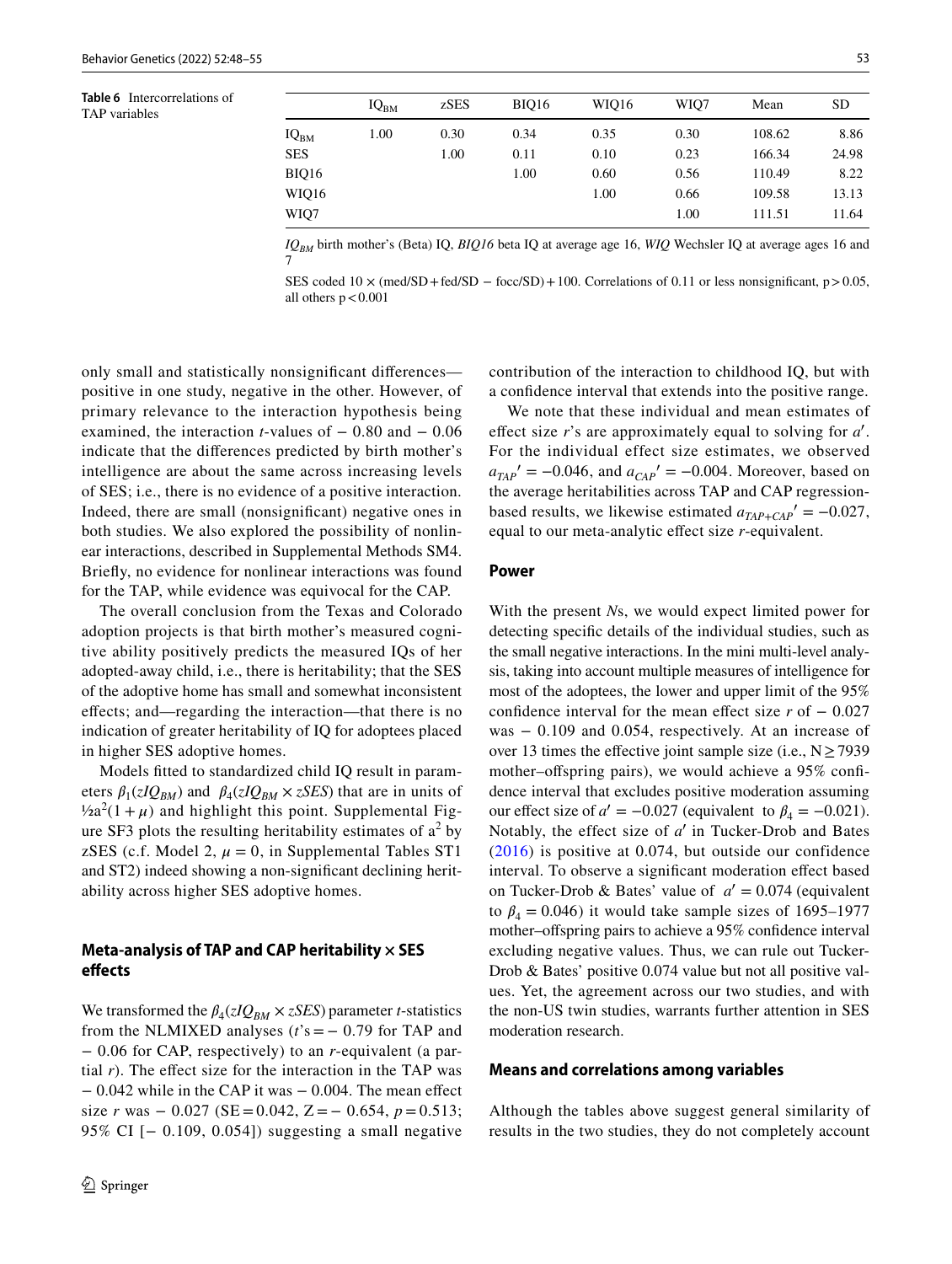**Table 6** Intercorrelations of TAP variables

| | $IQ_{BM}$ | zSES | BIQ16 | WIQ16 | WIQ7 | Mean | SD |
|---|---|---|---|---|---|---|---|
| $IQ_{BM}$ | 1.00 | 0.30 | 0.34 | 0.35 | 0.30 | 108.62 | 8.86 |
| SES | | 1.00 | 0.11 | 0.10 | 0.23 | 166.34 | 24.98 |
| BIQ16 | | | 1.00 | 0.60 | 0.56 | 110.49 | 8.22 |
| WIQ16 | | | | 1.00 | 0.66 | 109.58 | 13.13 |
| WIQ7 | | | | | 1.00 | 111.51 | 11.64 |

$IQ_{BM}$ birth mother's (Beta) IQ, *BIQ16* beta IQ at average age 16, *WIQ* Wechsler IQ at average ages 16 and 7

SES coded 10 × (med/SD + fed/SD − focc/SD) + 100. Correlations of 0.11 or less nonsignificant, p > 0.05, all others p < 0.001

only small and statistically nonsignificant differences—positive in one study, negative in the other. However, of primary relevance to the interaction hypothesis being examined, the interaction *t*-values of − 0.80 and − 0.06 indicate that the differences predicted by birth mother's intelligence are about the same across increasing levels of SES; i.e., there is no evidence of a positive interaction. Indeed, there are small (nonsignificant) negative ones in both studies. We also explored the possibility of nonlinear interactions, described in Supplemental Methods SM4. Briefly, no evidence for nonlinear interactions was found for the TAP, while evidence was equivocal for the CAP.

The overall conclusion from the Texas and Colorado adoption projects is that birth mother's measured cognitive ability positively predicts the measured IQs of her adopted-away child, i.e., there is heritability; that the SES of the adoptive home has small and somewhat inconsistent effects; and—regarding the interaction—that there is no indication of greater heritability of IQ for adoptees placed in higher SES adoptive homes.

Models fitted to standardized child IQ result in parameters $\beta_1(zIQ_{BM})$ and $\beta_4(zIQ_{BM} \times zSES)$ that are in units of $\frac{1}{2}a^2(1+\mu)$ and highlight this point. Supplemental Figure SF3 plots the resulting heritability estimates of $a^2$ by zSES (c.f. Model 2, $\mu = 0$, in Supplemental Tables ST1 and ST2) indeed showing a non-significant declining heritability across higher SES adoptive homes.

## Meta-analysis of TAP and CAP heritability × SES effects

We transformed the $\beta_4(zIQ_{BM} \times zSES)$ parameter *t*-statistics from the NLMIXED analyses (*t*'s = − 0.79 for TAP and − 0.06 for CAP, respectively) to an *r*-equivalent (a partial *r*). The effect size for the interaction in the TAP was − 0.042 while in the CAP it was − 0.004. The mean effect size *r* was − 0.027 (SE = 0.042, Z = − 0.654, *p* = 0.513; 95% CI [− 0.109, 0.054]) suggesting a small negative contribution of the interaction to childhood IQ, but with a confidence interval that extends into the positive range.

We note that these individual and mean estimates of effect size *r*'s are approximately equal to solving for $a'$. For the individual effect size estimates, we observed $a_{TAP}' = -0.046$, and $a_{CAP}' = -0.004$. Moreover, based on the average heritabilities across TAP and CAP regression-based results, we likewise estimated $a_{TAP+CAP}' = -0.027$, equal to our meta-analytic effect size *r*-equivalent.

## Power

With the present *N*s, we would expect limited power for detecting specific details of the individual studies, such as the small negative interactions. In the mini multi-level analysis, taking into account multiple measures of intelligence for most of the adoptees, the lower and upper limit of the 95% confidence interval for the mean effect size *r* of − 0.027 was − 0.109 and 0.054, respectively. At an increase of over 13 times the effective joint sample size (i.e., N ≥ 7939 mother–offspring pairs), we would achieve a 95% confidence interval that excludes positive moderation assuming our effect size of $a' = -0.027$ (equivalent to $\beta_4 = -0.021$). Notably, the effect size of $a'$ in Tucker-Drob and Bates (2016) is positive at 0.074, but outside our confidence interval. To observe a significant moderation effect based on Tucker-Drob & Bates' value of $a' = 0.074$ (equivalent to $\beta_4 = 0.046$) it would take sample sizes of 1695–1977 mother–offspring pairs to achieve a 95% confidence interval excluding negative values. Thus, we can rule out Tucker-Drob & Bates' positive 0.074 value but not all positive values. Yet, the agreement across our two studies, and with the non-US twin studies, warrants further attention in SES moderation research.

## Means and correlations among variables

Although the tables above suggest general similarity of results in the two studies, they do not completely account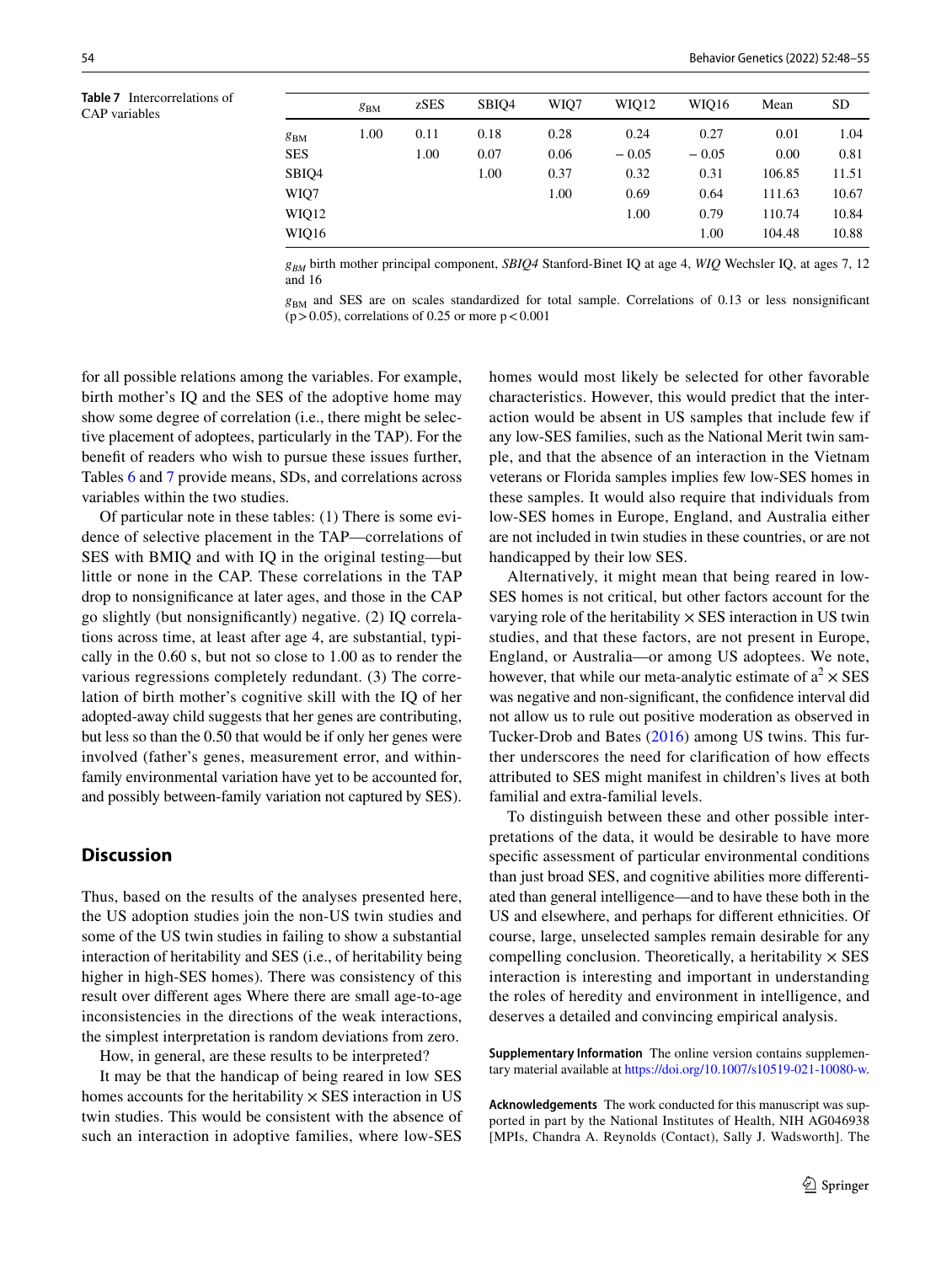**Table 7** Intercorrelations of CAP variables

| | $g_{BM}$ | zSES | SBIQ4 | WIQ7 | WIQ12 | WIQ16 | Mean | SD |
|---|---|---|---|---|---|---|---|---|
| $g_{BM}$ | 1.00 | 0.11 | 0.18 | 0.28 | 0.24 | 0.27 | 0.01 | 1.04 |
| SES | | 1.00 | 0.07 | 0.06 | − 0.05 | − 0.05 | 0.00 | 0.81 |
| SBIQ4 | | | 1.00 | 0.37 | 0.32 | 0.31 | 106.85 | 11.51 |
| WIQ7 | | | | 1.00 | 0.69 | 0.64 | 111.63 | 10.67 |
| WIQ12 | | | | | 1.00 | 0.79 | 110.74 | 10.84 |
| WIQ16 | | | | | | 1.00 | 104.48 | 10.88 |

$g_{BM}$ birth mother principal component, *SBIQ4* Stanford-Binet IQ at age 4, *WIQ* Wechsler IQ, at ages 7, 12 and 16

$g_{BM}$ and SES are on scales standardized for total sample. Correlations of 0.13 or less nonsignificant ($p > 0.05$), correlations of 0.25 or more $p < 0.001$

for all possible relations among the variables. For example, birth mother's IQ and the SES of the adoptive home may show some degree of correlation (i.e., there might be selective placement of adoptees, particularly in the TAP). For the benefit of readers who wish to pursue these issues further, Tables 6 and 7 provide means, SDs, and correlations across variables within the two studies.

Of particular note in these tables: (1) There is some evidence of selective placement in the TAP—correlations of SES with BMIQ and with IQ in the original testing—but little or none in the CAP. These correlations in the TAP drop to nonsignificance at later ages, and those in the CAP go slightly (but nonsignificantly) negative. (2) IQ correlations across time, at least after age 4, are substantial, typically in the 0.60 s, but not so close to 1.00 as to render the various regressions completely redundant. (3) The correlation of birth mother's cognitive skill with the IQ of her adopted-away child suggests that her genes are contributing, but less so than the 0.50 that would be if only her genes were involved (father's genes, measurement error, and within-family environmental variation have yet to be accounted for, and possibly between-family variation not captured by SES).

## Discussion

Thus, based on the results of the analyses presented here, the US adoption studies join the non-US twin studies and some of the US twin studies in failing to show a substantial interaction of heritability and SES (i.e., of heritability being higher in high-SES homes). There was consistency of this result over different ages Where there are small age-to-age inconsistencies in the directions of the weak interactions, the simplest interpretation is random deviations from zero.

How, in general, are these results to be interpreted?

It may be that the handicap of being reared in low SES homes accounts for the heritability × SES interaction in US twin studies. This would be consistent with the absence of such an interaction in adoptive families, where low-SES homes would most likely be selected for other favorable characteristics. However, this would predict that the interaction would be absent in US samples that include few if any low-SES families, such as the National Merit twin sample, and that the absence of an interaction in the Vietnam veterans or Florida samples implies few low-SES homes in these samples. It would also require that individuals from low-SES homes in Europe, England, and Australia either are not included in twin studies in these countries, or are not handicapped by their low SES.

Alternatively, it might mean that being reared in low-SES homes is not critical, but other factors account for the varying role of the heritability × SES interaction in US twin studies, and that these factors, are not present in Europe, England, or Australia—or among US adoptees. We note, however, that while our meta-analytic estimate of $a^2 \times$ SES was negative and non-significant, the confidence interval did not allow us to rule out positive moderation as observed in Tucker-Drob and Bates (2016) among US twins. This further underscores the need for clarification of how effects attributed to SES might manifest in children's lives at both familial and extra-familial levels.

To distinguish between these and other possible interpretations of the data, it would be desirable to have more specific assessment of particular environmental conditions than just broad SES, and cognitive abilities more differentiated than general intelligence—and to have these both in the US and elsewhere, and perhaps for different ethnicities. Of course, large, unselected samples remain desirable for any compelling conclusion. Theoretically, a heritability × SES interaction is interesting and important in understanding the roles of heredity and environment in intelligence, and deserves a detailed and convincing empirical analysis.

**Supplementary Information** The online version contains supplementary material available at https://doi.org/10.1007/s10519-021-10080-w.

**Acknowledgements** The work conducted for this manuscript was supported in part by the National Institutes of Health, NIH AG046938 [MPIs, Chandra A. Reynolds (Contact), Sally J. Wadsworth]. The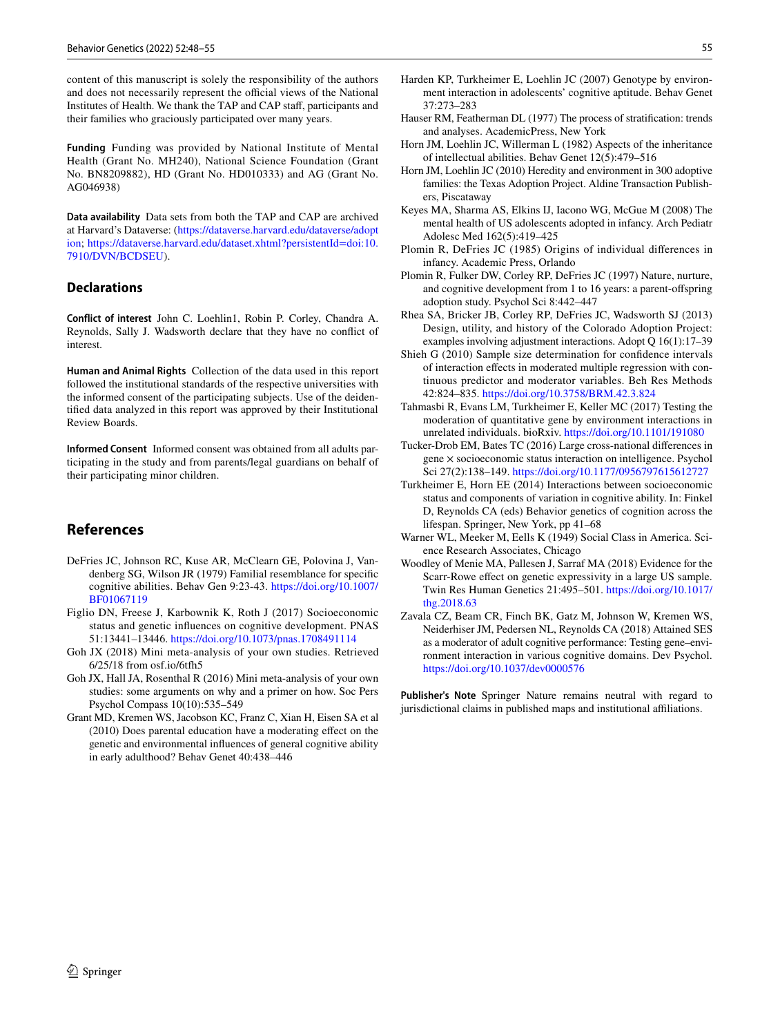content of this manuscript is solely the responsibility of the authors and does not necessarily represent the official views of the National Institutes of Health. We thank the TAP and CAP staff, participants and their families who graciously participated over many years.

**Funding** Funding was provided by National Institute of Mental Health (Grant No. MH240), National Science Foundation (Grant No. BN8209882), HD (Grant No. HD010333) and AG (Grant No. AG046938)

**Data availability** Data sets from both the TAP and CAP are archived at Harvard's Dataverse: (https://dataverse.harvard.edu/dataverse/adoption; https://dataverse.harvard.edu/dataset.xhtml?persistentId=doi:10.7910/DVN/BCDSEU).

## Declarations

**Conflict of interest** John C. Loehlin1, Robin P. Corley, Chandra A. Reynolds, Sally J. Wadsworth declare that they have no conflict of interest.

**Human and Animal Rights** Collection of the data used in this report followed the institutional standards of the respective universities with the informed consent of the participating subjects. Use of the deidentified data analyzed in this report was approved by their Institutional Review Boards.

**Informed Consent** Informed consent was obtained from all adults participating in the study and from parents/legal guardians on behalf of their participating minor children.

## References

DeFries JC, Johnson RC, Kuse AR, McClearn GE, Polovina J, Vandenberg SG, Wilson JR (1979) Familial resemblance for specific cognitive abilities. Behav Gen 9:23-43. https://doi.org/10.1007/BF01067119

Figlio DN, Freese J, Karbownik K, Roth J (2017) Socioeconomic status and genetic influences on cognitive development. PNAS 51:13441–13446. https://doi.org/10.1073/pnas.1708491114

Goh JX (2018) Mini meta-analysis of your own studies. Retrieved 6/25/18 from osf.io/6tfh5

Goh JX, Hall JA, Rosenthal R (2016) Mini meta-analysis of your own studies: some arguments on why and a primer on how. Soc Pers Psychol Compass 10(10):535–549

Grant MD, Kremen WS, Jacobson KC, Franz C, Xian H, Eisen SA et al (2010) Does parental education have a moderating effect on the genetic and environmental influences of general cognitive ability in early adulthood? Behav Genet 40:438–446

Harden KP, Turkheimer E, Loehlin JC (2007) Genotype by environment interaction in adolescents' cognitive aptitude. Behav Genet 37:273–283

Hauser RM, Featherman DL (1977) The process of stratification: trends and analyses. AcademicPress, New York

Horn JM, Loehlin JC, Willerman L (1982) Aspects of the inheritance of intellectual abilities. Behav Genet 12(5):479–516

Horn JM, Loehlin JC (2010) Heredity and environment in 300 adoptive families: the Texas Adoption Project. Aldine Transaction Publishers, Piscataway

Keyes MA, Sharma AS, Elkins IJ, Iacono WG, McGue M (2008) The mental health of US adolescents adopted in infancy. Arch Pediatr Adolesc Med 162(5):419–425

Plomin R, DeFries JC (1985) Origins of individual differences in infancy. Academic Press, Orlando

Plomin R, Fulker DW, Corley RP, DeFries JC (1997) Nature, nurture, and cognitive development from 1 to 16 years: a parent-offspring adoption study. Psychol Sci 8:442–447

Rhea SA, Bricker JB, Corley RP, DeFries JC, Wadsworth SJ (2013) Design, utility, and history of the Colorado Adoption Project: examples involving adjustment interactions. Adopt Q 16(1):17–39

Shieh G (2010) Sample size determination for confidence intervals of interaction effects in moderated multiple regression with continuous predictor and moderator variables. Beh Res Methods 42:824–835. https://doi.org/10.3758/BRM.42.3.824

Tahmasbi R, Evans LM, Turkheimer E, Keller MC (2017) Testing the moderation of quantitative gene by environment interactions in unrelated individuals. bioRxiv. https://doi.org/10.1101/191080

Tucker-Drob EM, Bates TC (2016) Large cross-national differences in gene × socioeconomic status interaction on intelligence. Psychol Sci 27(2):138–149. https://doi.org/10.1177/0956797615612727

Turkheimer E, Horn EE (2014) Interactions between socioeconomic status and components of variation in cognitive ability. In: Finkel D, Reynolds CA (eds) Behavior genetics of cognition across the lifespan. Springer, New York, pp 41–68

Warner WL, Meeker M, Eells K (1949) Social Class in America. Science Research Associates, Chicago

Woodley of Menie MA, Pallesen J, Sarraf MA (2018) Evidence for the Scarr-Rowe effect on genetic expressivity in a large US sample. Twin Res Human Genetics 21:495–501. https://doi.org/10.1017/thg.2018.63

Zavala CZ, Beam CR, Finch BK, Gatz M, Johnson W, Kremen WS, Neiderhiser JM, Pedersen NL, Reynolds CA (2018) Attained SES as a moderator of adult cognitive performance: Testing gene–environment interaction in various cognitive domains. Dev Psychol. https://doi.org/10.1037/dev0000576

**Publisher's Note** Springer Nature remains neutral with regard to jurisdictional claims in published maps and institutional affiliations.